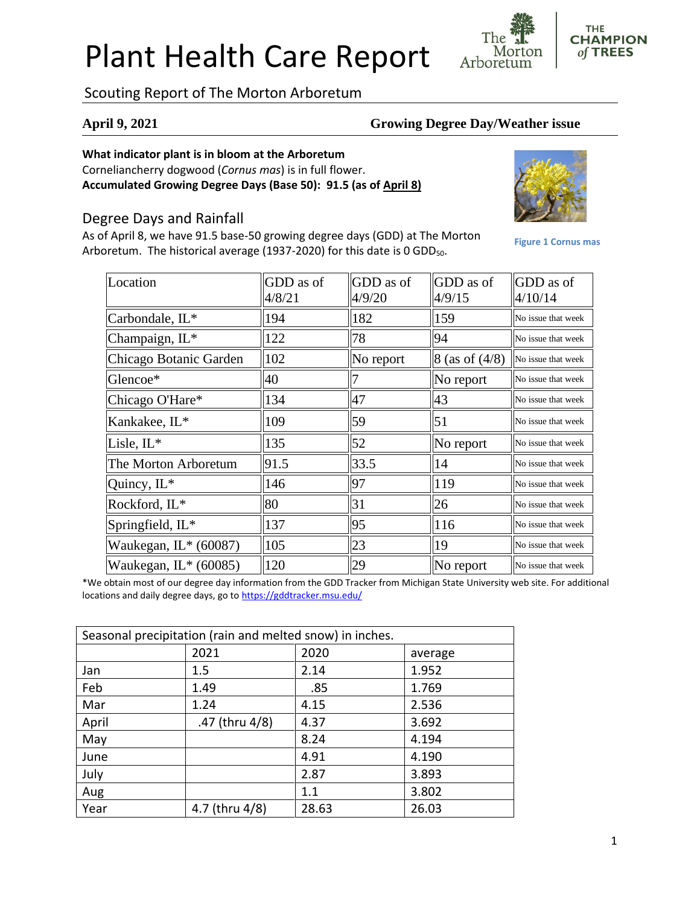# Plant Health Care Report

Scouting Report of The Morton Arboretum

**April 9, 2021** **Growing Degree Day/Weather issue**

**What indicator plant is in bloom at the Arboretum**

Corneliancherry dogwood (*Cornus mas*) is in full flower.

**Accumulated Growing Degree Days (Base 50): 91.5 (as of April 8)**

Figure 1 Cornus mas

## Degree Days and Rainfall

As of April 8, we have 91.5 base-50 growing degree days (GDD) at The Morton Arboretum. The historical average (1937-2020) for this date is 0 $GDD_{50}$.

| Location | GDD as of 4/8/21 | GDD as of 4/9/20 | GDD as of 4/9/15 | GDD as of 4/10/14 |
|---|---|---|---|---|
| Carbondale, IL* | 194 | 182 | 159 | No issue that week |
| Champaign, IL* | 122 | 78 | 94 | No issue that week |
| Chicago Botanic Garden | 102 | No report | 8 (as of (4/8) | No issue that week |
| Glencoe* | 40 | 7 | No report | No issue that week |
| Chicago O'Hare* | 134 | 47 | 43 | No issue that week |
| Kankakee, IL* | 109 | 59 | 51 | No issue that week |
| Lisle, IL* | 135 | 52 | No report | No issue that week |
| The Morton Arboretum | 91.5 | 33.5 | 14 | No issue that week |
| Quincy, IL* | 146 | 97 | 119 | No issue that week |
| Rockford, IL* | 80 | 31 | 26 | No issue that week |
| Springfield, IL* | 137 | 95 | 116 | No issue that week |
| Waukegan, IL* (60087) | 105 | 23 | 19 | No issue that week |
| Waukegan, IL* (60085) | 120 | 29 | No report | No issue that week |

*We obtain most of our degree day information from the GDD Tracker from Michigan State University web site. For additional locations and daily degree days, go to https://gddtracker.msu.edu/

| Seasonal precipitation (rain and melted snow) in inches. | | | |
|---|---|---|---|
| | 2021 | 2020 | average |
| Jan | 1.5 | 2.14 | 1.952 |
| Feb | 1.49 | .85 | 1.769 |
| Mar | 1.24 | 4.15 | 2.536 |
| April | .47 (thru 4/8) | 4.37 | 3.692 |
| May | | 8.24 | 4.194 |
| June | | 4.91 | 4.190 |
| July | | 2.87 | 3.893 |
| Aug | | 1.1 | 3.802 |
| Year | 4.7 (thru 4/8) | 28.63 | 26.03 |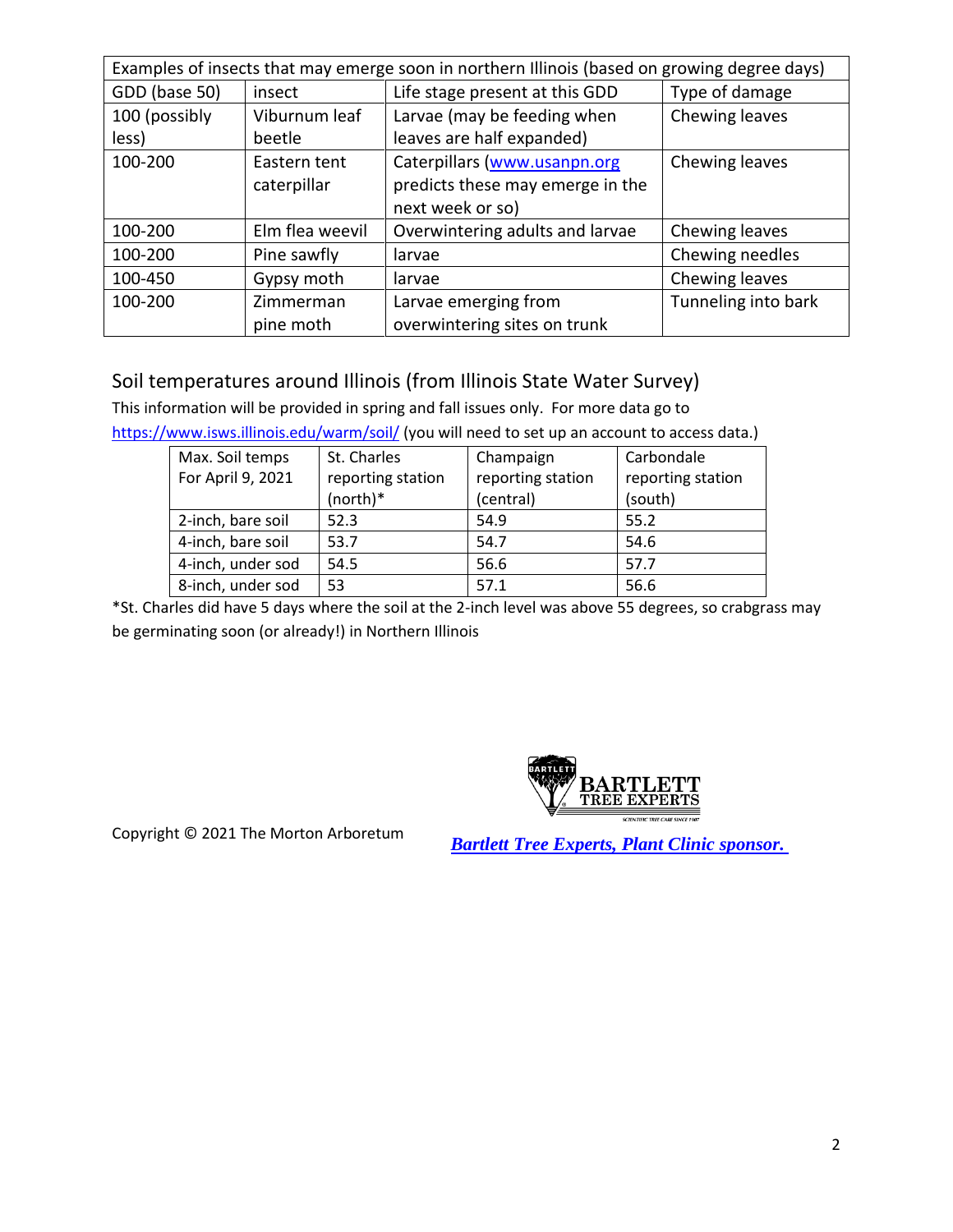| Examples of insects that may emerge soon in northern Illinois (based on growing degree days) | | | |
|---|---|---|---|
| GDD (base 50) | insect | Life stage present at this GDD | Type of damage |
| 100 (possibly less) | Viburnum leaf beetle | Larvae (may be feeding when leaves are half expanded) | Chewing leaves |
| 100-200 | Eastern tent caterpillar | Caterpillars (www.usanpn.org predicts these may emerge in the next week or so) | Chewing leaves |
| 100-200 | Elm flea weevil | Overwintering adults and larvae | Chewing leaves |
| 100-200 | Pine sawfly | larvae | Chewing needles |
| 100-450 | Gypsy moth | larvae | Chewing leaves |
| 100-200 | Zimmerman pine moth | Larvae emerging from overwintering sites on trunk | Tunneling into bark |

## Soil temperatures around Illinois (from Illinois State Water Survey)

This information will be provided in spring and fall issues only. For more data go to https://www.isws.illinois.edu/warm/soil/ (you will need to set up an account to access data.)

| Max. Soil temps For April 9, 2021 | St. Charles reporting station (north)* | Champaign reporting station (central) | Carbondale reporting station (south) |
|---|---|---|---|
| 2-inch, bare soil | 52.3 | 54.9 | 55.2 |
| 4-inch, bare soil | 53.7 | 54.7 | 54.6 |
| 4-inch, under sod | 54.5 | 56.6 | 57.7 |
| 8-inch, under sod | 53 | 57.1 | 56.6 |

*St. Charles did have 5 days where the soil at the 2-inch level was above 55 degrees, so crabgrass may be germinating soon (or already!) in Northern Illinois

Copyright © 2021 The Morton Arboretum

***Bartlett Tree Experts, Plant Clinic sponsor.***